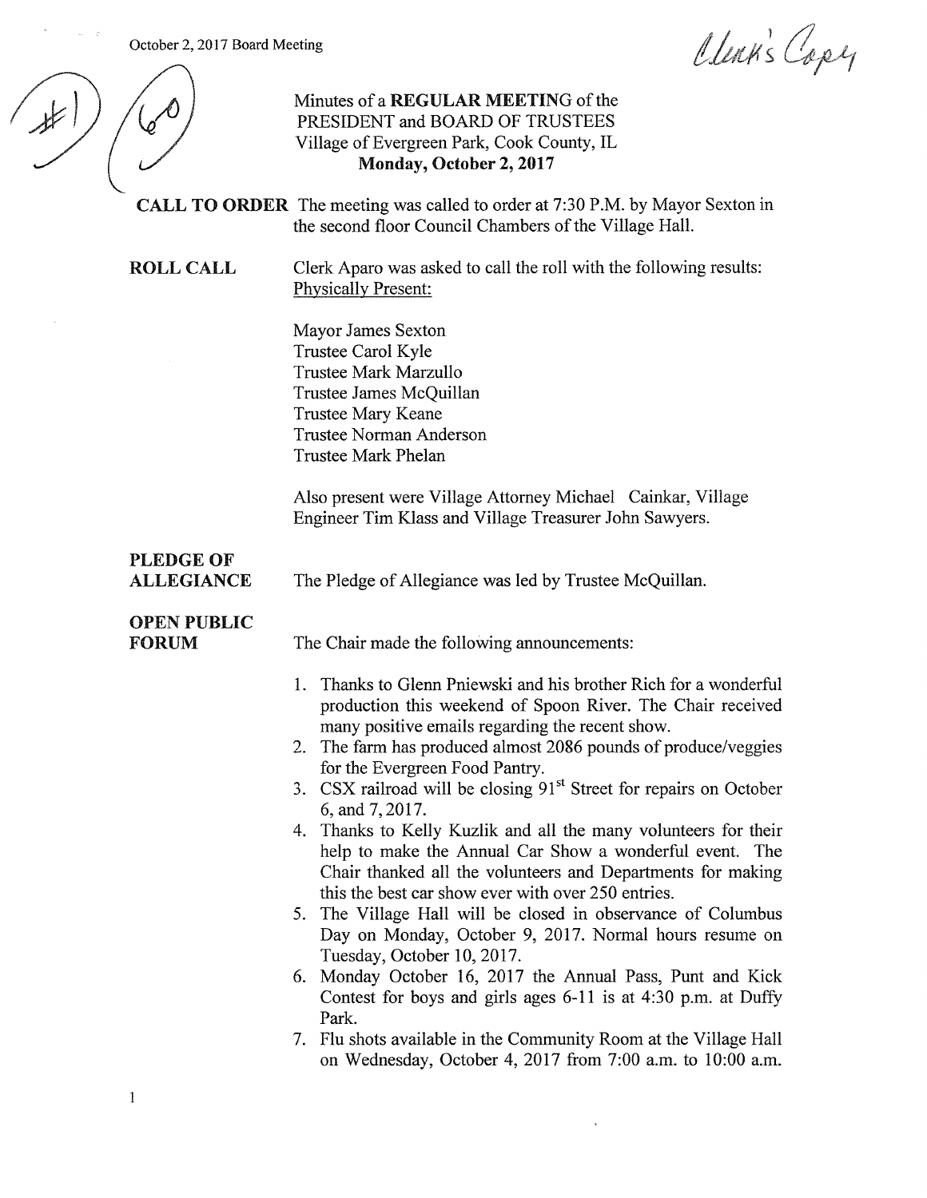October 2, 2017 Board Meeting

Clerk's Copy

#1 60

Minutes of a **REGULAR MEETING** of the
PRESIDENT and BOARD OF TRUSTEES
Village of Evergreen Park, Cook County, IL
**Monday, October 2, 2017**

**CALL TO ORDER** The meeting was called to order at 7:30 P.M. by Mayor Sexton in the second floor Council Chambers of the Village Hall.

**ROLL CALL** Clerk Aparo was asked to call the roll with the following results:
Physically Present:

Mayor James Sexton
Trustee Carol Kyle
Trustee Mark Marzullo
Trustee James McQuillan
Trustee Mary Keane
Trustee Norman Anderson
Trustee Mark Phelan

Also present were Village Attorney Michael Cainkar, Village Engineer Tim Klass and Village Treasurer John Sawyers.

**PLEDGE OF ALLEGIANCE** The Pledge of Allegiance was led by Trustee McQuillan.

**OPEN PUBLIC FORUM** The Chair made the following announcements:

1. Thanks to Glenn Pniewski and his brother Rich for a wonderful production this weekend of Spoon River. The Chair received many positive emails regarding the recent show.
2. The farm has produced almost 2086 pounds of produce/veggies for the Evergreen Food Pantry.
3. CSX railroad will be closing 91st Street for repairs on October 6, and 7, 2017.
4. Thanks to Kelly Kuzlik and all the many volunteers for their help to make the Annual Car Show a wonderful event. The Chair thanked all the volunteers and Departments for making this the best car show ever with over 250 entries.
5. The Village Hall will be closed in observance of Columbus Day on Monday, October 9, 2017. Normal hours resume on Tuesday, October 10, 2017.
6. Monday October 16, 2017 the Annual Pass, Punt and Kick Contest for boys and girls ages 6-11 is at 4:30 p.m. at Duffy Park.
7. Flu shots available in the Community Room at the Village Hall on Wednesday, October 4, 2017 from 7:00 a.m. to 10:00 a.m.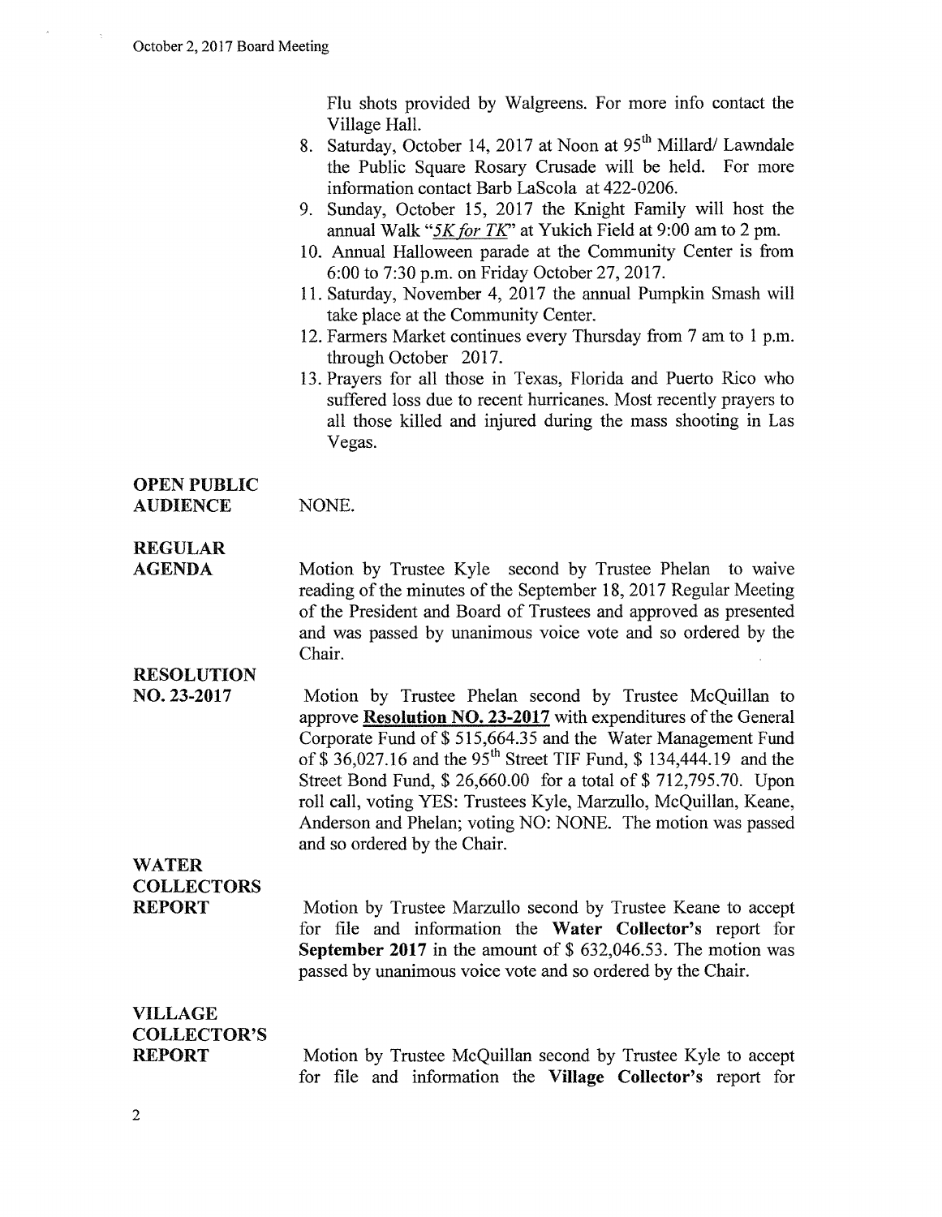Flu shots provided by Walgreens. For more info contact the Village Hall.

8. Saturday, October 14, 2017 at Noon at 95th Millard/ Lawndale the Public Square Rosary Crusade will be held. For more information contact Barb LaScola at 422-0206.
9. Sunday, October 15, 2017 the Knight Family will host the annual Walk "*5K for TK*" at Yukich Field at 9:00 am to 2 pm.
10. Annual Halloween parade at the Community Center is from 6:00 to 7:30 p.m. on Friday October 27, 2017.
11. Saturday, November 4, 2017 the annual Pumpkin Smash will take place at the Community Center.
12. Farmers Market continues every Thursday from 7 am to 1 p.m. through October 2017.
13. Prayers for all those in Texas, Florida and Puerto Rico who suffered loss due to recent hurricanes. Most recently prayers to all those killed and injured during the mass shooting in Las Vegas.

**OPEN PUBLIC AUDIENCE**

NONE.

**REGULAR AGENDA**

Motion by Trustee Kyle second by Trustee Phelan to waive reading of the minutes of the September 18, 2017 Regular Meeting of the President and Board of Trustees and approved as presented and was passed by unanimous voice vote and so ordered by the Chair.

**RESOLUTION NO. 23-2017**

Motion by Trustee Phelan second by Trustee McQuillan to approve **Resolution NO. 23-2017** with expenditures of the General Corporate Fund of $ 515,664.35 and the Water Management Fund of $ 36,027.16 and the 95th Street TIF Fund, $ 134,444.19 and the Street Bond Fund, $ 26,660.00 for a total of $ 712,795.70. Upon roll call, voting YES: Trustees Kyle, Marzullo, McQuillan, Keane, Anderson and Phelan; voting NO: NONE. The motion was passed and so ordered by the Chair.

**WATER COLLECTORS REPORT**

Motion by Trustee Marzullo second by Trustee Keane to accept for file and information the **Water Collector's** report for **September 2017** in the amount of $ 632,046.53. The motion was passed by unanimous voice vote and so ordered by the Chair.

**VILLAGE COLLECTOR'S REPORT**

Motion by Trustee McQuillan second by Trustee Kyle to accept for file and information the **Village Collector's** report for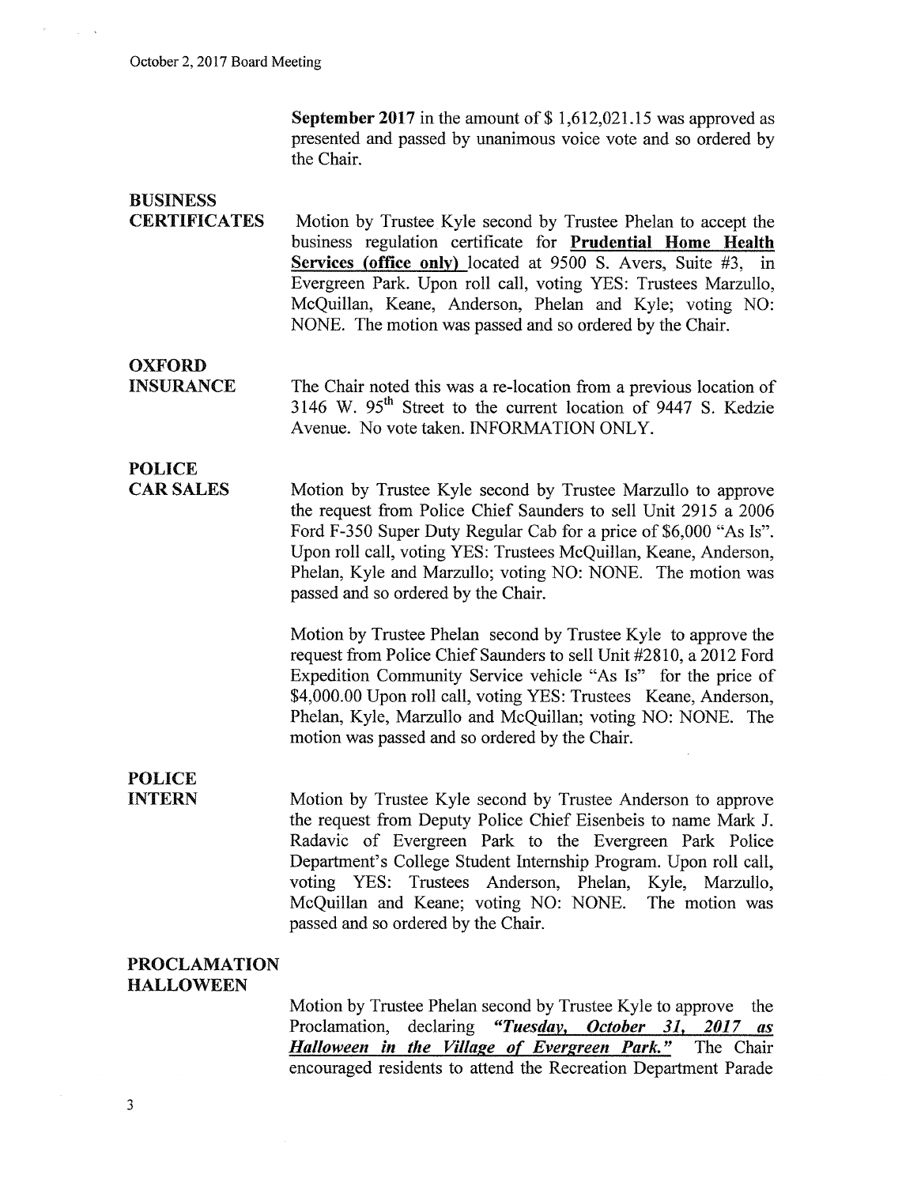**September 2017** in the amount of $ 1,612,021.15 was approved as presented and passed by unanimous voice vote and so ordered by the Chair.

**BUSINESS CERTIFICATES**

Motion by Trustee Kyle second by Trustee Phelan to accept the business regulation certificate for **Prudential Home Health Services (office only)** located at 9500 S. Avers, Suite #3, in Evergreen Park. Upon roll call, voting YES: Trustees Marzullo, McQuillan, Keane, Anderson, Phelan and Kyle; voting NO: NONE. The motion was passed and so ordered by the Chair.

**OXFORD INSURANCE**

The Chair noted this was a re-location from a previous location of 3146 W. 95th Street to the current location of 9447 S. Kedzie Avenue. No vote taken. INFORMATION ONLY.

**POLICE CAR SALES**

Motion by Trustee Kyle second by Trustee Marzullo to approve the request from Police Chief Saunders to sell Unit 2915 a 2006 Ford F-350 Super Duty Regular Cab for a price of $6,000 "As Is". Upon roll call, voting YES: Trustees McQuillan, Keane, Anderson, Phelan, Kyle and Marzullo; voting NO: NONE. The motion was passed and so ordered by the Chair.

Motion by Trustee Phelan second by Trustee Kyle to approve the request from Police Chief Saunders to sell Unit #2810, a 2012 Ford Expedition Community Service vehicle "As Is" for the price of $4,000.00 Upon roll call, voting YES: Trustees Keane, Anderson, Phelan, Kyle, Marzullo and McQuillan; voting NO: NONE. The motion was passed and so ordered by the Chair.

**POLICE INTERN**

Motion by Trustee Kyle second by Trustee Anderson to approve the request from Deputy Police Chief Eisenbeis to name Mark J. Radavic of Evergreen Park to the Evergreen Park Police Department's College Student Internship Program. Upon roll call, voting YES: Trustees Anderson, Phelan, Kyle, Marzullo, McQuillan and Keane; voting NO: NONE. The motion was passed and so ordered by the Chair.

**PROCLAMATION HALLOWEEN**

Motion by Trustee Phelan second by Trustee Kyle to approve the Proclamation, declaring ***"Tuesday, October 31, 2017 as Halloween in the Village of Evergreen Park."*** The Chair encouraged residents to attend the Recreation Department Parade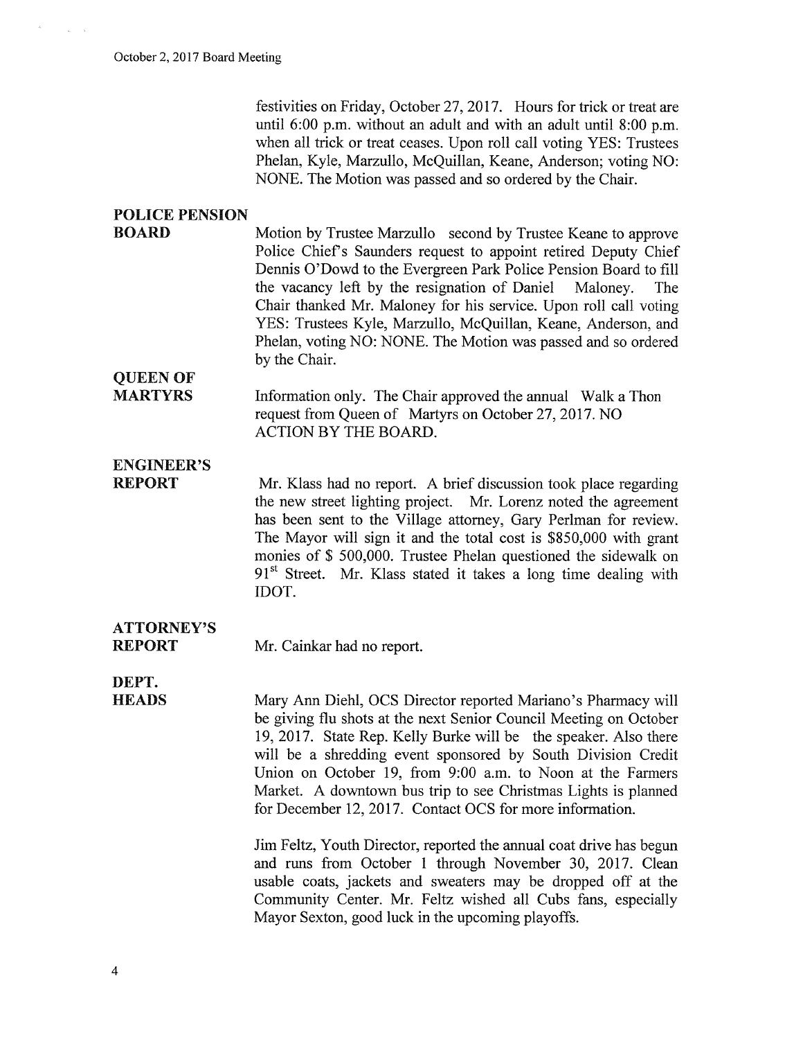festivities on Friday, October 27, 2017. Hours for trick or treat are until 6:00 p.m. without an adult and with an adult until 8:00 p.m. when all trick or treat ceases. Upon roll call voting YES: Trustees Phelan, Kyle, Marzullo, McQuillan, Keane, Anderson; voting NO: NONE. The Motion was passed and so ordered by the Chair.

**POLICE PENSION BOARD**

Motion by Trustee Marzullo second by Trustee Keane to approve Police Chief's Saunders request to appoint retired Deputy Chief Dennis O'Dowd to the Evergreen Park Police Pension Board to fill the vacancy left by the resignation of Daniel Maloney. The Chair thanked Mr. Maloney for his service. Upon roll call voting YES: Trustees Kyle, Marzullo, McQuillan, Keane, Anderson, and Phelan, voting NO: NONE. The Motion was passed and so ordered by the Chair.

**QUEEN OF MARTYRS**

Information only. The Chair approved the annual Walk a Thon request from Queen of Martyrs on October 27, 2017. NO ACTION BY THE BOARD.

**ENGINEER'S REPORT**

Mr. Klass had no report. A brief discussion took place regarding the new street lighting project. Mr. Lorenz noted the agreement has been sent to the Village attorney, Gary Perlman for review. The Mayor will sign it and the total cost is $850,000 with grant monies of $ 500,000. Trustee Phelan questioned the sidewalk on 91st Street. Mr. Klass stated it takes a long time dealing with IDOT.

**ATTORNEY'S REPORT**

Mr. Cainkar had no report.

**DEPT. HEADS**

Mary Ann Diehl, OCS Director reported Mariano's Pharmacy will be giving flu shots at the next Senior Council Meeting on October 19, 2017. State Rep. Kelly Burke will be the speaker. Also there will be a shredding event sponsored by South Division Credit Union on October 19, from 9:00 a.m. to Noon at the Farmers Market. A downtown bus trip to see Christmas Lights is planned for December 12, 2017. Contact OCS for more information.

Jim Feltz, Youth Director, reported the annual coat drive has begun and runs from October 1 through November 30, 2017. Clean usable coats, jackets and sweaters may be dropped off at the Community Center. Mr. Feltz wished all Cubs fans, especially Mayor Sexton, good luck in the upcoming playoffs.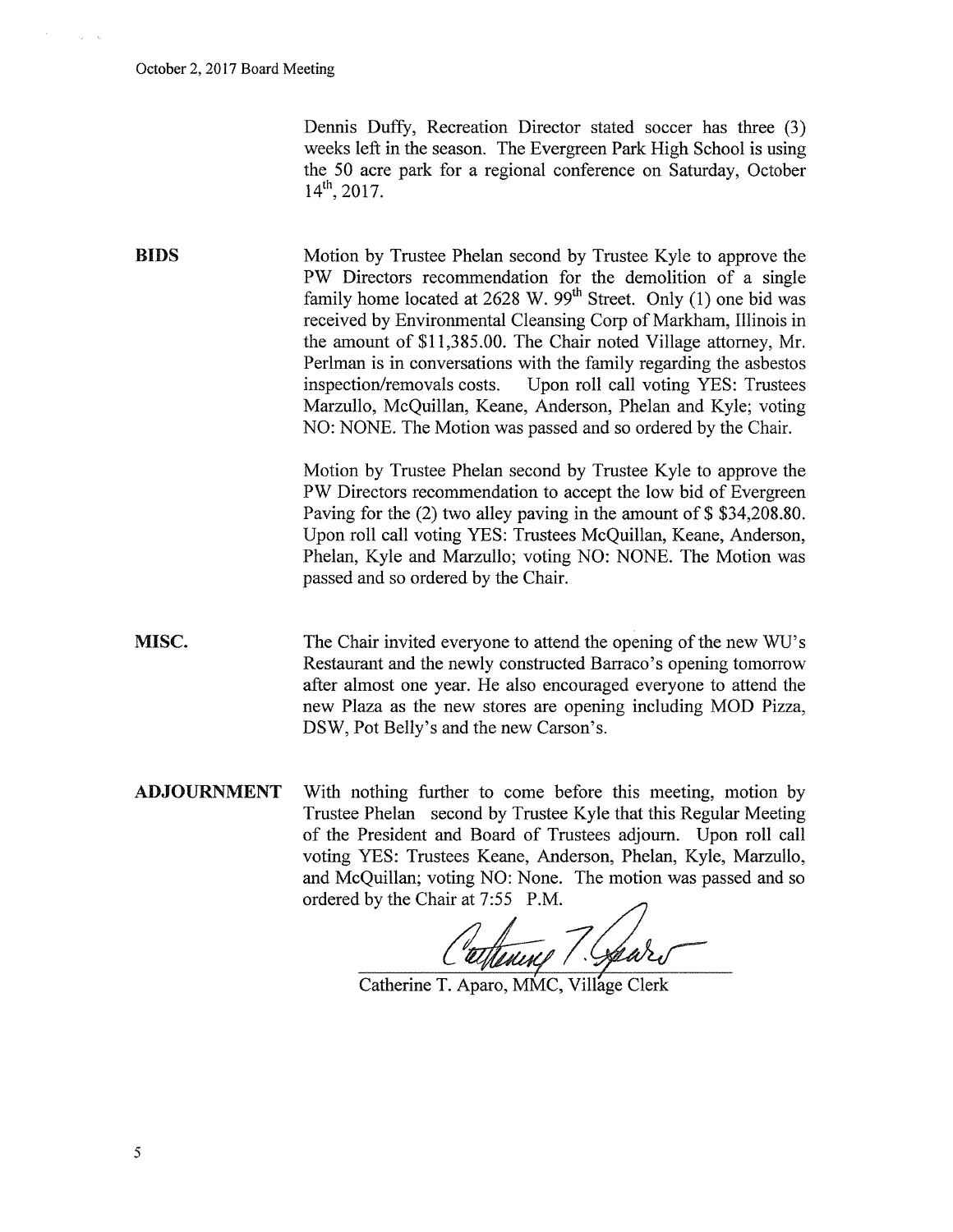Dennis Duffy, Recreation Director stated soccer has three (3) weeks left in the season. The Evergreen Park High School is using the 50 acre park for a regional conference on Saturday, October 14th, 2017.

**BIDS**

Motion by Trustee Phelan second by Trustee Kyle to approve the PW Directors recommendation for the demolition of a single family home located at 2628 W. 99th Street. Only (1) one bid was received by Environmental Cleansing Corp of Markham, Illinois in the amount of $11,385.00. The Chair noted Village attorney, Mr. Perlman is in conversations with the family regarding the asbestos inspection/removals costs. Upon roll call voting YES: Trustees Marzullo, McQuillan, Keane, Anderson, Phelan and Kyle; voting NO: NONE. The Motion was passed and so ordered by the Chair.

Motion by Trustee Phelan second by Trustee Kyle to approve the PW Directors recommendation to accept the low bid of Evergreen Paving for the (2) two alley paving in the amount of $ $34,208.80. Upon roll call voting YES: Trustees McQuillan, Keane, Anderson, Phelan, Kyle and Marzullo; voting NO: NONE. The Motion was passed and so ordered by the Chair.

**MISC.**

The Chair invited everyone to attend the opening of the new WU's Restaurant and the newly constructed Barraco's opening tomorrow after almost one year. He also encouraged everyone to attend the new Plaza as the new stores are opening including MOD Pizza, DSW, Pot Belly's and the new Carson's.

**ADJOURNMENT**

With nothing further to come before this meeting, motion by Trustee Phelan second by Trustee Kyle that this Regular Meeting of the President and Board of Trustees adjourn. Upon roll call voting YES: Trustees Keane, Anderson, Phelan, Kyle, Marzullo, and McQuillan; voting NO: None. The motion was passed and so ordered by the Chair at 7:55 P.M.

Catherine T. Aparo, MMC, Village Clerk